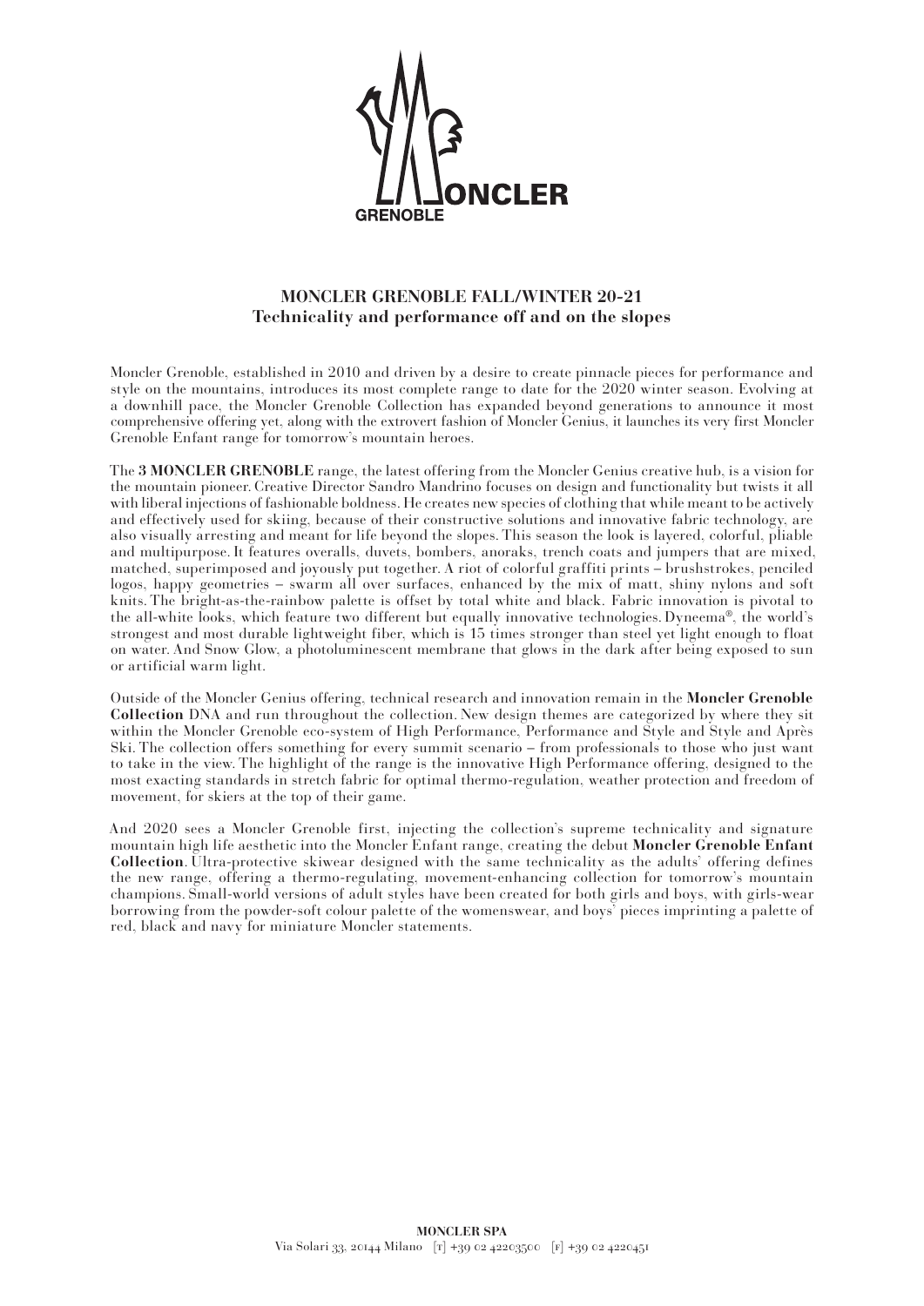# MONCLER GRENOBLE FALL/WINTER 20-21
## Technicality and performance off and on the slopes

Moncler Grenoble, established in 2010 and driven by a desire to create pinnacle pieces for performance and style on the mountains, introduces its most complete range to date for the 2020 winter season. Evolving at a downhill pace, the Moncler Grenoble Collection has expanded beyond generations to announce it most comprehensive offering yet, along with the extrovert fashion of Moncler Genius, it launches its very first Moncler Grenoble Enfant range for tomorrow's mountain heroes.

The **3 MONCLER GRENOBLE** range, the latest offering from the Moncler Genius creative hub, is a vision for the mountain pioneer. Creative Director Sandro Mandrino focuses on design and functionality but twists it all with liberal injections of fashionable boldness. He creates new species of clothing that while meant to be actively and effectively used for skiing, because of their constructive solutions and innovative fabric technology, are also visually arresting and meant for life beyond the slopes. This season the look is layered, colorful, pliable and multipurpose. It features overalls, duvets, bombers, anoraks, trench coats and jumpers that are mixed, matched, superimposed and joyously put together. A riot of colorful graffiti prints – brushstrokes, penciled logos, happy geometries – swarm all over surfaces, enhanced by the mix of matt, shiny nylons and soft knits. The bright-as-the-rainbow palette is offset by total white and black. Fabric innovation is pivotal to the all-white looks, which feature two different but equally innovative technologies. Dyneema®, the world's strongest and most durable lightweight fiber, which is 15 times stronger than steel yet light enough to float on water. And Snow Glow, a photoluminescent membrane that glows in the dark after being exposed to sun or artificial warm light.

Outside of the Moncler Genius offering, technical research and innovation remain in the **Moncler Grenoble Collection** DNA and run throughout the collection. New design themes are categorized by where they sit within the Moncler Grenoble eco-system of High Performance, Performance and Style and Style and Après Ski. The collection offers something for every summit scenario – from professionals to those who just want to take in the view. The highlight of the range is the innovative High Performance offering, designed to the most exacting standards in stretch fabric for optimal thermo-regulation, weather protection and freedom of movement, for skiers at the top of their game.

And 2020 sees a Moncler Grenoble first, injecting the collection's supreme technicality and signature mountain high life aesthetic into the Moncler Enfant range, creating the debut **Moncler Grenoble Enfant Collection**. Ultra-protective skiwear designed with the same technicality as the adults' offering defines the new range, offering a thermo-regulating, movement-enhancing collection for tomorrow's mountain champions. Small-world versions of adult styles have been created for both girls and boys, with girls-wear borrowing from the powder-soft colour palette of the womenswear, and boys' pieces imprinting a palette of red, black and navy for miniature Moncler statements.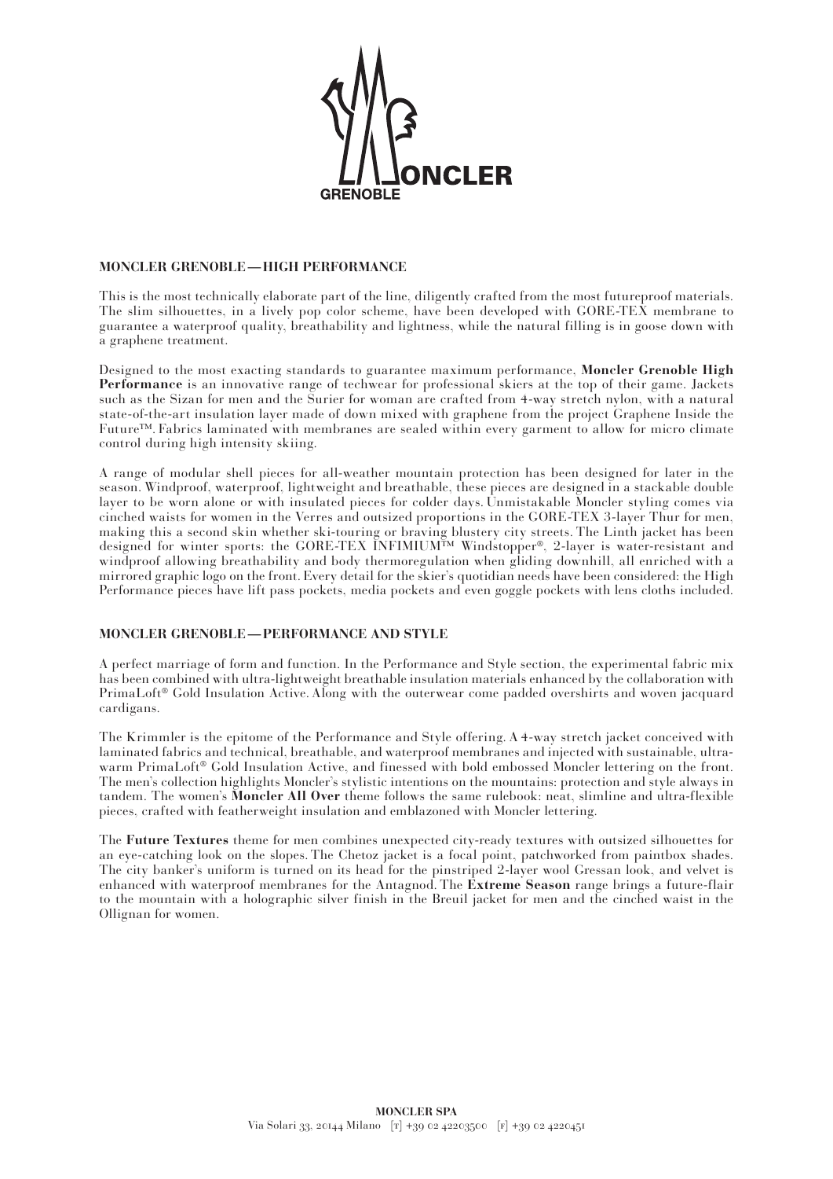## MONCLER GRENOBLE — HIGH PERFORMANCE

This is the most technically elaborate part of the line, diligently crafted from the most futureproof materials. The slim silhouettes, in a lively pop color scheme, have been developed with GORE-TEX membrane to guarantee a waterproof quality, breathability and lightness, while the natural filling is in goose down with a graphene treatment.

Designed to the most exacting standards to guarantee maximum performance, **Moncler Grenoble High Performance** is an innovative range of techwear for professional skiers at the top of their game. Jackets such as the Sizan for men and the Surier for woman are crafted from 4-way stretch nylon, with a natural state-of-the-art insulation layer made of down mixed with graphene from the project Graphene Inside the Future™. Fabrics laminated with membranes are sealed within every garment to allow for micro climate control during high intensity skiing.

A range of modular shell pieces for all-weather mountain protection has been designed for later in the season. Windproof, waterproof, lightweight and breathable, these pieces are designed in a stackable double layer to be worn alone or with insulated pieces for colder days. Unmistakable Moncler styling comes via cinched waists for women in the Verres and outsized proportions in the GORE-TEX 3-layer Thur for men, making this a second skin whether ski-touring or braving blustery city streets. The Linth jacket has been designed for winter sports: the GORE-TEX INFIMIUM™ Windstopper®, 2-layer is water-resistant and windproof allowing breathability and body thermoregulation when gliding downhill, all enriched with a mirrored graphic logo on the front. Every detail for the skier's quotidian needs have been considered: the High Performance pieces have lift pass pockets, media pockets and even goggle pockets with lens cloths included.

## MONCLER GRENOBLE — PERFORMANCE AND STYLE

A perfect marriage of form and function. In the Performance and Style section, the experimental fabric mix has been combined with ultra-lightweight breathable insulation materials enhanced by the collaboration with PrimaLoft® Gold Insulation Active. Along with the outerwear come padded overshirts and woven jacquard cardigans.

The Krimmler is the epitome of the Performance and Style offering. A 4-way stretch jacket conceived with laminated fabrics and technical, breathable, and waterproof membranes and injected with sustainable, ultra-warm PrimaLoft® Gold Insulation Active, and finessed with bold embossed Moncler lettering on the front. The men's collection highlights Moncler's stylistic intentions on the mountains: protection and style always in tandem. The women's **Moncler All Over** theme follows the same rulebook: neat, slimline and ultra-flexible pieces, crafted with featherweight insulation and emblazoned with Moncler lettering.

The **Future Textures** theme for men combines unexpected city-ready textures with outsized silhouettes for an eye-catching look on the slopes. The Chetoz jacket is a focal point, patchworked from paintbox shades. The city banker's uniform is turned on its head for the pinstriped 2-layer wool Gressan look, and velvet is enhanced with waterproof membranes for the Antagnod. The **Extreme Season** range brings a future-flair to the mountain with a holographic silver finish in the Breuil jacket for men and the cinched waist in the Ollignan for women.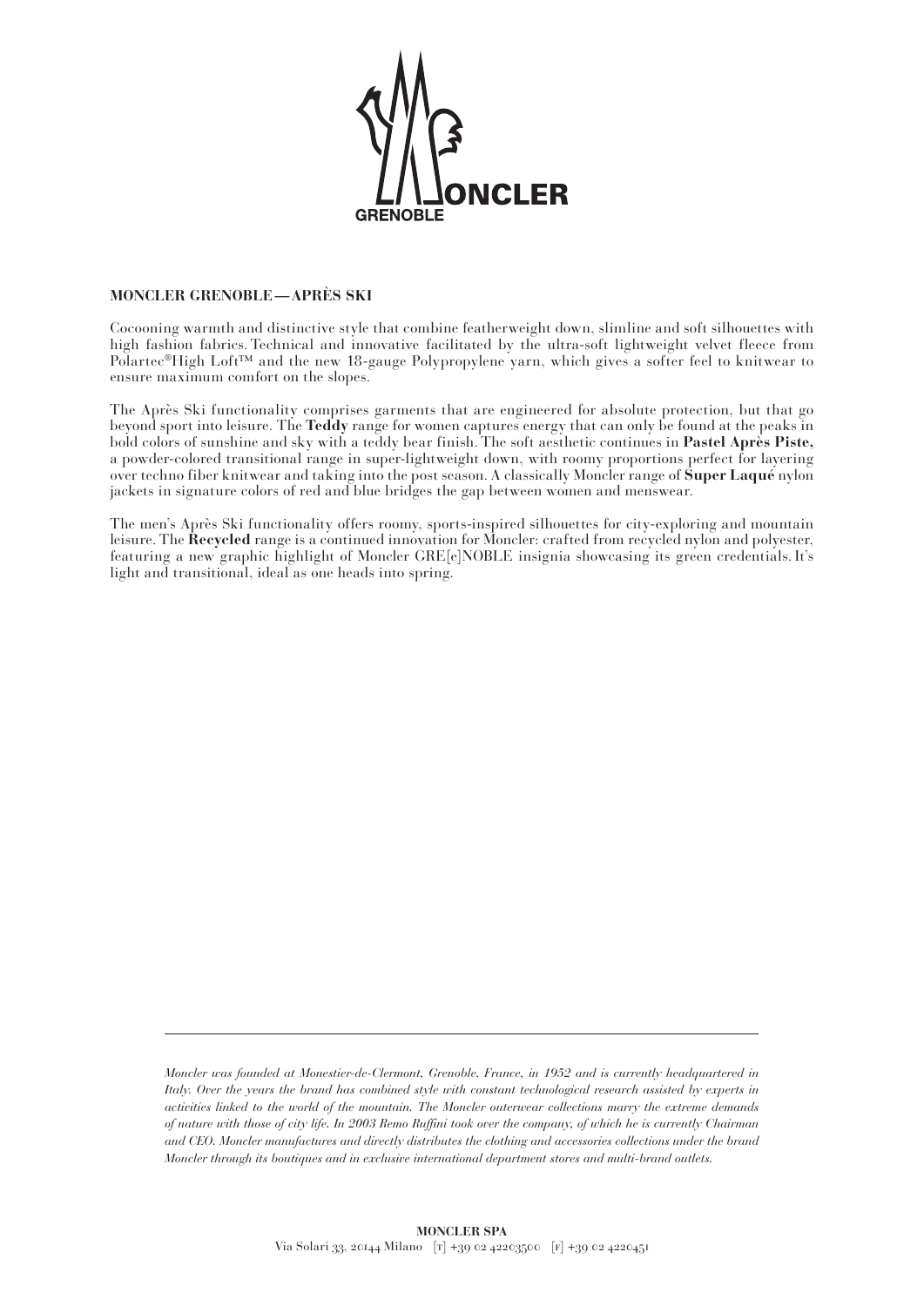## MONCLER GRENOBLE—APRÈS SKI

Cocooning warmth and distinctive style that combine featherweight down, slimline and soft silhouettes with high fashion fabrics. Technical and innovative facilitated by the ultra-soft lightweight velvet fleece from Polartec®High Loft™ and the new 18-gauge Polypropylene yarn, which gives a softer feel to knitwear to ensure maximum comfort on the slopes.

The Après Ski functionality comprises garments that are engineered for absolute protection, but that go beyond sport into leisure. The **Teddy** range for women captures energy that can only be found at the peaks in bold colors of sunshine and sky with a teddy bear finish. The soft aesthetic continues in **Pastel Après Piste,** a powder-colored transitional range in super-lightweight down, with roomy proportions perfect for layering over techno fiber knitwear and taking into the post season. A classically Moncler range of **Super Laqué** nylon jackets in signature colors of red and blue bridges the gap between women and menswear.

The men's Après Ski functionality offers roomy, sports-inspired silhouettes for city-exploring and mountain leisure. The **Recycled** range is a continued innovation for Moncler: crafted from recycled nylon and polyester, featuring a new graphic highlight of Moncler GRE[e]NOBLE insignia showcasing its green credentials. It's light and transitional, ideal as one heads into spring.

---

*Moncler was founded at Monestier-de-Clermont, Grenoble, France, in 1952 and is currently headquartered in Italy. Over the years the brand has combined style with constant technological research assisted by experts in activities linked to the world of the mountain. The Moncler outerwear collections marry the extreme demands of nature with those of city life. In 2003 Remo Ruffini took over the company, of which he is currently Chairman and CEO. Moncler manufactures and directly distributes the clothing and accessories collections under the brand Moncler through its boutiques and in exclusive international department stores and multi-brand outlets.*

**MONCLER SPA**
Via Solari 33, 20144 Milano [T] +39 02 42203500 [F] +39 02 4220451